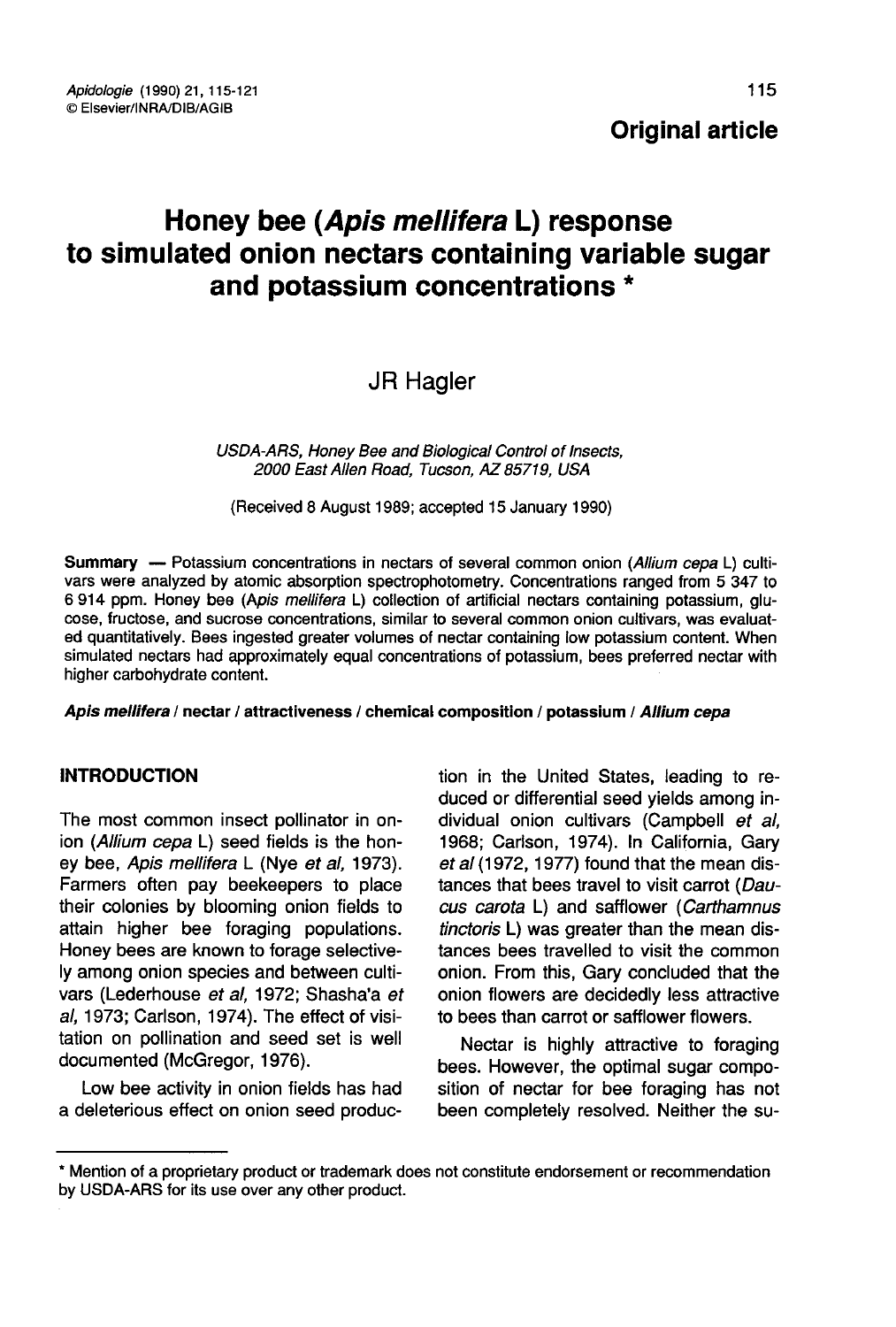**Original article**

# Honey bee (*Apis mellifera* L) response to simulated onion nectars containing variable sugar and potassium concentrations *

JR Hagler

*USDA-ARS, Honey Bee and Biological Control of Insects, 2000 East Allen Road, Tucson, AZ 85719, USA*

(Received 8 August 1989; accepted 15 January 1990)

**Summary** — Potassium concentrations in nectars of several common onion (*Allium cepa* L) cultivars were analyzed by atomic absorption spectrophotometry. Concentrations ranged from 5 347 to 6 914 ppm. Honey bee (*Apis mellifera* L) collection of artificial nectars containing potassium, glucose, fructose, and sucrose concentrations, similar to several common onion cultivars, was evaluated quantitatively. Bees ingested greater volumes of nectar containing low potassium content. When simulated nectars had approximately equal concentrations of potassium, bees preferred nectar with higher carbohydrate content.

***Apis mellifera* / nectar / attractiveness / chemical composition / potassium / *Allium cepa***

## INTRODUCTION

The most common insect pollinator in onion (*Allium cepa* L) seed fields is the honey bee, *Apis mellifera* L (Nye *et al*, 1973). Farmers often pay beekeepers to place their colonies by blooming onion fields to attain higher bee foraging populations. Honey bees are known to forage selectively among onion species and between cultivars (Lederhouse *et al*, 1972; Shasha'a *et al*, 1973; Carlson, 1974). The effect of visitation on pollination and seed set is well documented (McGregor, 1976).

Low bee activity in onion fields has had a deleterious effect on onion seed production in the United States, leading to reduced or differential seed yields among individual onion cultivars (Campbell *et al*, 1968; Carlson, 1974). In California, Gary *et al* (1972, 1977) found that the mean distances that bees travel to visit carrot (*Daucus carota* L) and safflower (*Carthamnus tinctoris* L) was greater than the mean distances bees travelled to visit the common onion. From this, Gary concluded that the onion flowers are decidedly less attractive to bees than carrot or safflower flowers.

Nectar is highly attractive to foraging bees. However, the optimal sugar composition of nectar for bee foraging has not been completely resolved. Neither the su-

* Mention of a proprietary product or trademark does not constitute endorsement or recommendation by USDA-ARS for its use over any other product.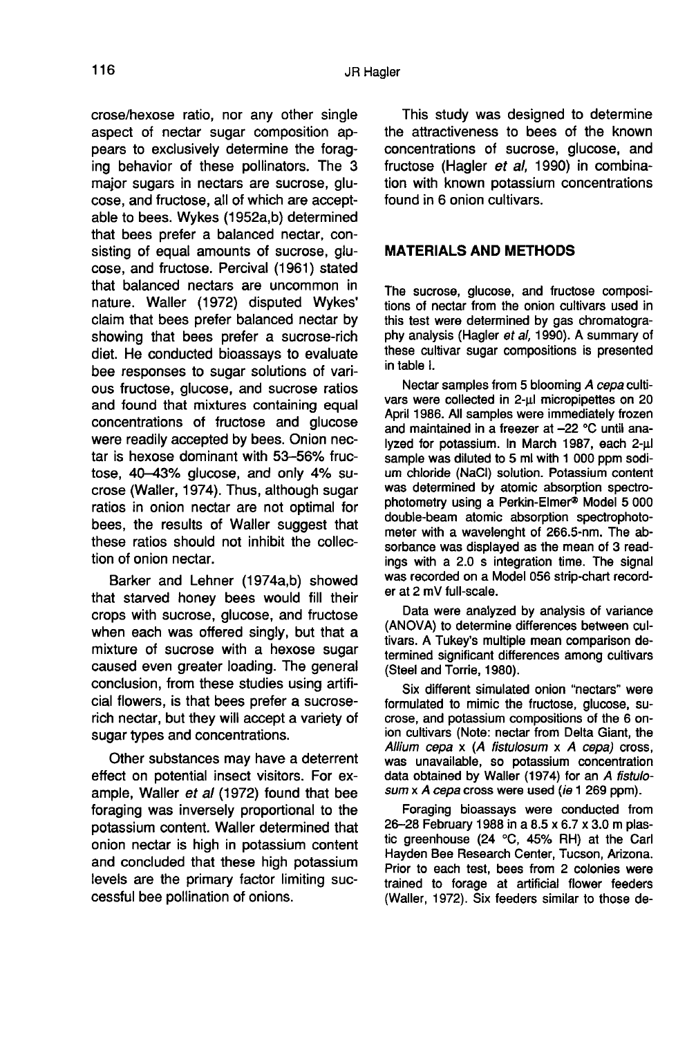crose/hexose ratio, nor any other single aspect of nectar sugar composition appears to exclusively determine the foraging behavior of these pollinators. The 3 major sugars in nectars are sucrose, glucose, and fructose, all of which are acceptable to bees. Wykes (1952a,b) determined that bees prefer a balanced nectar, consisting of equal amounts of sucrose, glucose, and fructose. Percival (1961) stated that balanced nectars are uncommon in nature. Waller (1972) disputed Wykes' claim that bees prefer balanced nectar by showing that bees prefer a sucrose-rich diet. He conducted bioassays to evaluate bee responses to sugar solutions of various fructose, glucose, and sucrose ratios and found that mixtures containing equal concentrations of fructose and glucose were readily accepted by bees. Onion nectar is hexose dominant with 53–56% fructose, 40–43% glucose, and only 4% sucrose (Waller, 1974). Thus, although sugar ratios in onion nectar are not optimal for bees, the results of Waller suggest that these ratios should not inhibit the collection of onion nectar.

Barker and Lehner (1974a,b) showed that starved honey bees would fill their crops with sucrose, glucose, and fructose when each was offered singly, but that a mixture of sucrose with a hexose sugar caused even greater loading. The general conclusion, from these studies using artificial flowers, is that bees prefer a sucrose-rich nectar, but they will accept a variety of sugar types and concentrations.

Other substances may have a deterrent effect on potential insect visitors. For example, Waller *et al* (1972) found that bee foraging was inversely proportional to the potassium content. Waller determined that onion nectar is high in potassium content and concluded that these high potassium levels are the primary factor limiting successful bee pollination of onions.

This study was designed to determine the attractiveness to bees of the known concentrations of sucrose, glucose, and fructose (Hagler *et al*, 1990) in combination with known potassium concentrations found in 6 onion cultivars.

## MATERIALS AND METHODS

The sucrose, glucose, and fructose compositions of nectar from the onion cultivars used in this test were determined by gas chromatography analysis (Hagler *et al*, 1990). A summary of these cultivar sugar compositions is presented in table I.

Nectar samples from 5 blooming *A cepa* cultivars were collected in 2-μl micropipettes on 20 April 1986. All samples were immediately frozen and maintained in a freezer at –22 °C until analyzed for potassium. In March 1987, each 2-μl sample was diluted to 5 ml with 1 000 ppm sodium chloride (NaCl) solution. Potassium content was determined by atomic absorption spectrophotometry using a Perkin-Elmer® Model 5 000 double-beam atomic absorption spectrophotometer with a wavelenght of 266.5-nm. The absorbance was displayed as the mean of 3 readings with a 2.0 s integration time. The signal was recorded on a Model 056 strip-chart recorder at 2 mV full-scale.

Data were analyzed by analysis of variance (ANOVA) to determine differences between cultivars. A Tukey's multiple mean comparison determined significant differences among cultivars (Steel and Torrie, 1980).

Six different simulated onion "nectars" were formulated to mimic the fructose, glucose, sucrose, and potassium compositions of the 6 onion cultivars (Note: nectar from Delta Giant, the *Allium cepa* x (*A fistulosum* x *A cepa*) cross, was unavailable, so potassium concentration data obtained by Waller (1974) for an *A fistulosum* x *A cepa* cross were used (*ie* 1 269 ppm).

Foraging bioassays were conducted from 26–28 February 1988 in a 8.5 x 6.7 x 3.0 m plastic greenhouse (24 °C, 45% RH) at the Carl Hayden Bee Research Center, Tucson, Arizona. Prior to each test, bees from 2 colonies were trained to forage at artificial flower feeders (Waller, 1972). Six feeders similar to those de-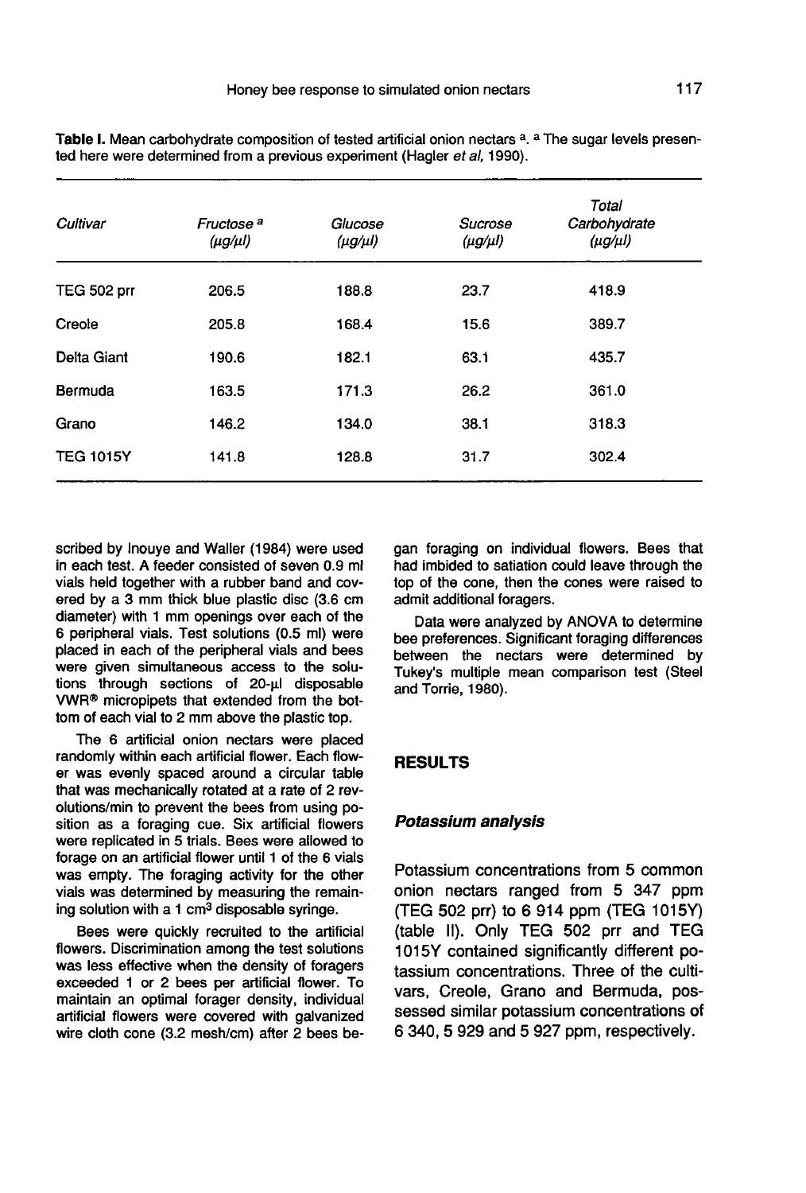**Table I.** Mean carbohydrate composition of tested artificial onion nectars [a]. [a] The sugar levels presented here were determined from a previous experiment (Hagler *et al*, 1990).

| *Cultivar* | *Fructose* [a] *(µg/µl)* | *Glucose (µg/µl)* | *Sucrose (µg/µl)* | *Total Carbohydrate (µg/µl)* |
|---|---|---|---|---|
| TEG 502 prr | 206.5 | 188.8 | 23.7 | 418.9 |
| Creole | 205.8 | 168.4 | 15.6 | 389.7 |
| Delta Giant | 190.6 | 182.1 | 63.1 | 435.7 |
| Bermuda | 163.5 | 171.3 | 26.2 | 361.0 |
| Grano | 146.2 | 134.0 | 38.1 | 318.3 |
| TEG 1015Y | 141.8 | 128.8 | 31.7 | 302.4 |

scribed by Inouye and Waller (1984) were used in each test. A feeder consisted of seven 0.9 ml vials held together with a rubber band and covered by a 3 mm thick blue plastic disc (3.6 cm diameter) with 1 mm openings over each of the 6 peripheral vials. Test solutions (0.5 ml) were placed in each of the peripheral vials and bees were given simultaneous access to the solutions through sections of 20-µl disposable VWR® micropipets that extended from the bottom of each vial to 2 mm above the plastic top.

The 6 artificial onion nectars were placed randomly within each artificial flower. Each flower was evenly spaced around a circular table that was mechanically rotated at a rate of 2 revolutions/min to prevent the bees from using position as a foraging cue. Six artificial flowers were replicated in 5 trials. Bees were allowed to forage on an artificial flower until 1 of the 6 vials was empty. The foraging activity for the other vials was determined by measuring the remaining solution with a 1 $cm^3$ disposable syringe.

Bees were quickly recruited to the artificial flowers. Discrimination among the test solutions was less effective when the density of foragers exceeded 1 or 2 bees per artificial flower. To maintain an optimal forager density, individual artificial flowers were covered with galvanized wire cloth cone (3.2 mesh/cm) after 2 bees began foraging on individual flowers. Bees that had imbided to satiation could leave through the top of the cone, then the cones were raised to admit additional foragers.

Data were analyzed by ANOVA to determine bee preferences. Significant foraging differences between the nectars were determined by Tukey's multiple mean comparison test (Steel and Torrie, 1980).

## RESULTS

### *Potassium analysis*

Potassium concentrations from 5 common onion nectars ranged from 5 347 ppm (TEG 502 prr) to 6 914 ppm (TEG 1015Y) (table II). Only TEG 502 prr and TEG 1015Y contained significantly different potassium concentrations. Three of the cultivars, Creole, Grano and Bermuda, possessed similar potassium concentrations of 6 340, 5 929 and 5 927 ppm, respectively.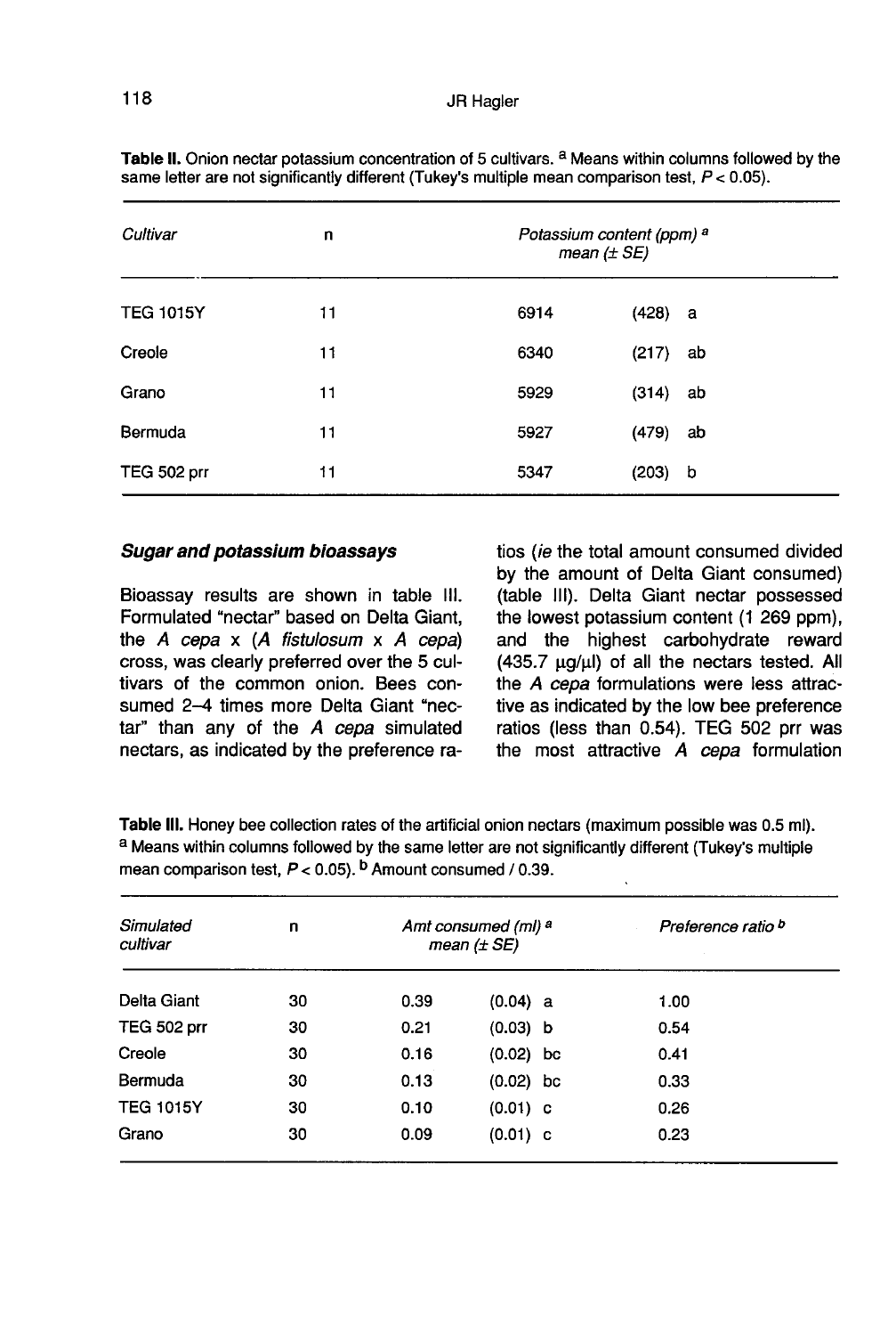**Table II.** Onion nectar potassium concentration of 5 cultivars. [a] Means within columns followed by the same letter are not significantly different (Tukey's multiple mean comparison test, $P < 0.05$).

| *Cultivar* | n | *Potassium content (ppm)* [a] *mean (± SE)* | | |
|---|---|---|---|---|
| TEG 1015Y | 11 | 6914 | (428) | a |
| Creole | 11 | 6340 | (217) | ab |
| Grano | 11 | 5929 | (314) | ab |
| Bermuda | 11 | 5927 | (479) | ab |
| TEG 502 prr | 11 | 5347 | (203) | b |

### *Sugar and potassium bioassays*

Bioassay results are shown in table III. Formulated "nectar" based on Delta Giant, the *A cepa* x (*A fistulosum* x *A cepa*) cross, was clearly preferred over the 5 cultivars of the common onion. Bees consumed 2–4 times more Delta Giant "nectar" than any of the *A cepa* simulated nectars, as indicated by the preference ratios (*ie* the total amount consumed divided by the amount of Delta Giant consumed) (table III). Delta Giant nectar possessed the lowest potassium content (1 269 ppm), and the highest carbohydrate reward (435.7 μg/μl) of all the nectars tested. All the *A cepa* formulations were less attractive as indicated by the low bee preference ratios (less than 0.54). TEG 502 prr was the most attractive *A cepa* formulation

**Table III.** Honey bee collection rates of the artificial onion nectars (maximum possible was 0.5 ml). [a] Means within columns followed by the same letter are not significantly different (Tukey's multiple mean comparison test, $P < 0.05$). [b] Amount consumed / 0.39.

| *Simulated cultivar* | n | *Amt consumed (ml)* [a] *mean (± SE)* | | | *Preference ratio* [b] |
|---|---|---|---|---|---|
| Delta Giant | 30 | 0.39 | (0.04) | a | 1.00 |
| TEG 502 prr | 30 | 0.21 | (0.03) | b | 0.54 |
| Creole | 30 | 0.16 | (0.02) | bc | 0.41 |
| Bermuda | 30 | 0.13 | (0.02) | bc | 0.33 |
| TEG 1015Y | 30 | 0.10 | (0.01) | c | 0.26 |
| Grano | 30 | 0.09 | (0.01) | c | 0.23 |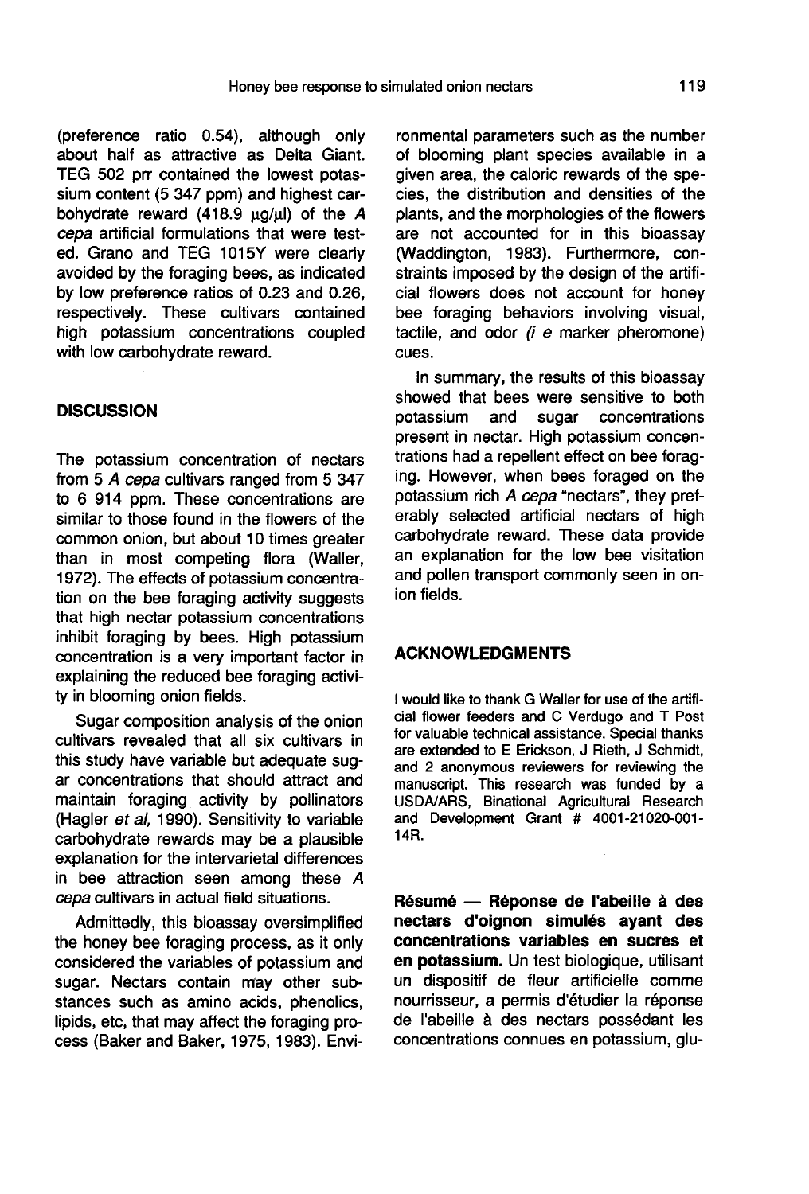(preference ratio 0.54), although only about half as attractive as Delta Giant. TEG 502 prr contained the lowest potassium content (5 347 ppm) and highest carbohydrate reward (418.9 μg/μl) of the *A cepa* artificial formulations that were tested. Grano and TEG 1015Y were clearly avoided by the foraging bees, as indicated by low preference ratios of 0.23 and 0.26, respectively. These cultivars contained high potassium concentrations coupled with low carbohydrate reward.

## DISCUSSION

The potassium concentration of nectars from 5 *A cepa* cultivars ranged from 5 347 to 6 914 ppm. These concentrations are similar to those found in the flowers of the common onion, but about 10 times greater than in most competing flora (Waller, 1972). The effects of potassium concentration on the bee foraging activity suggests that high nectar potassium concentrations inhibit foraging by bees. High potassium concentration is a very important factor in explaining the reduced bee foraging activity in blooming onion fields.

Sugar composition analysis of the onion cultivars revealed that all six cultivars in this study have variable but adequate sugar concentrations that should attract and maintain foraging activity by pollinators (Hagler *et al*, 1990). Sensitivity to variable carbohydrate rewards may be a plausible explanation for the intervarietal differences in bee attraction seen among these *A cepa* cultivars in actual field situations.

Admittedly, this bioassay oversimplified the honey bee foraging process, as it only considered the variables of potassium and sugar. Nectars contain may other substances such as amino acids, phenolics, lipids, etc, that may affect the foraging process (Baker and Baker, 1975, 1983). Environmental parameters such as the number of blooming plant species available in a given area, the caloric rewards of the species, the distribution and densities of the plants, and the morphologies of the flowers are not accounted for in this bioassay (Waddington, 1983). Furthermore, constraints imposed by the design of the artificial flowers does not account for honey bee foraging behaviors involving visual, tactile, and odor (*i e* marker pheromone) cues.

In summary, the results of this bioassay showed that bees were sensitive to both potassium and sugar concentrations present in nectar. High potassium concentrations had a repellent effect on bee foraging. However, when bees foraged on the potassium rich *A cepa* "nectars", they preferably selected artificial nectars of high carbohydrate reward. These data provide an explanation for the low bee visitation and pollen transport commonly seen in onion fields.

## ACKNOWLEDGMENTS

I would like to thank G Waller for use of the artificial flower feeders and C Verdugo and T Post for valuable technical assistance. Special thanks are extended to E Erickson, J Rieth, J Schmidt, and 2 anonymous reviewers for reviewing the manuscript. This research was funded by a USDA/ARS, Binational Agricultural Research and Development Grant # 4001-21020-001-14R.

**Résumé — Réponse de l'abeille à des nectars d'oignon simulés ayant des concentrations variables en sucres et en potassium.** Un test biologique, utilisant un dispositif de fleur artificielle comme nourrisseur, a permis d'étudier la réponse de l'abeille à des nectars possédant les concentrations connues en potassium, glu-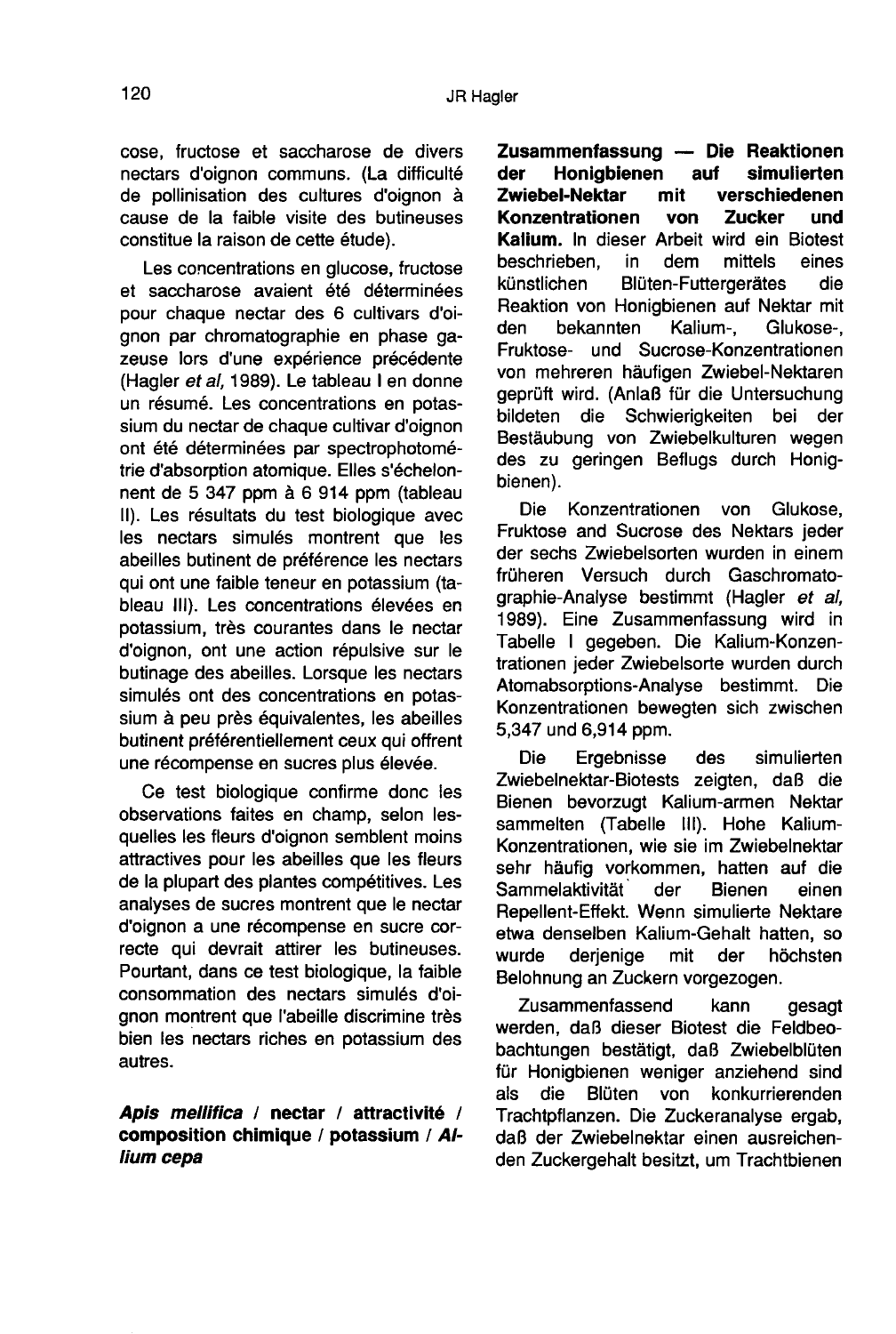cose, fructose et saccharose de divers nectars d'oignon communs. (La difficulté de pollinisation des cultures d'oignon à cause de la faible visite des butineuses constitue la raison de cette étude).

Les concentrations en glucose, fructose et saccharose avaient été déterminées pour chaque nectar des 6 cultivars d'oignon par chromatographie en phase gazeuse lors d'une expérience précédente (Hagler *et al*, 1989). Le tableau I en donne un résumé. Les concentrations en potassium du nectar de chaque cultivar d'oignon ont été déterminées par spectrophotométrie d'absorption atomique. Elles s'échelonnent de 5 347 ppm à 6 914 ppm (tableau II). Les résultats du test biologique avec les nectars simulés montrent que les abeilles butinent de préférence les nectars qui ont une faible teneur en potassium (tableau III). Les concentrations élevées en potassium, très courantes dans le nectar d'oignon, ont une action répulsive sur le butinage des abeilles. Lorsque les nectars simulés ont des concentrations en potassium à peu près équivalentes, les abeilles butinent préférentiellement ceux qui offrent une récompense en sucres plus élevée.

Ce test biologique confirme donc les observations faites en champ, selon lesquelles les fleurs d'oignon semblent moins attractives pour les abeilles que les fleurs de la plupart des plantes compétitives. Les analyses de sucres montrent que le nectar d'oignon a une récompense en sucre correcte qui devrait attirer les butineuses. Pourtant, dans ce test biologique, la faible consommation des nectars simulés d'oignon montrent que l'abeille discrimine très bien les nectars riches en potassium des autres.

***Apis mellifica* / nectar / attractivité / composition chimique / potassium / *Allium cepa***

**Zusammenfassung — Die Reaktionen der Honigbienen auf simulierten Zwiebel-Nektar mit verschiedenen Konzentrationen von Zucker und Kalium.** In dieser Arbeit wird ein Biotest beschrieben, in dem mittels eines künstlichen Blüten-Futtergerätes die Reaktion von Honigbienen auf Nektar mit den bekannten Kalium-, Glukose-, Fruktose- und Sucrose-Konzentrationen von mehreren häufigen Zwiebel-Nektaren geprüft wird. (Anlaß für die Untersuchung bildeten die Schwierigkeiten bei der Bestäubung von Zwiebelkulturen wegen des zu geringen Beflugs durch Honigbienen).

Die Konzentrationen von Glukose, Fruktose and Sucrose des Nektars jeder der sechs Zwiebelsorten wurden in einem früheren Versuch durch Gaschromatographie-Analyse bestimmt (Hagler *et al*, 1989). Eine Zusammenfassung wird in Tabelle I gegeben. Die Kalium-Konzentrationen jeder Zwiebelsorte wurden durch Atomabsorptions-Analyse bestimmt. Die Konzentrationen bewegten sich zwischen 5,347 und 6,914 ppm.

Die Ergebnisse des simulierten Zwiebelnektar-Biotests zeigten, daß die Bienen bevorzugt Kalium-armen Nektar sammelten (Tabelle III). Hohe Kalium-Konzentrationen, wie sie im Zwiebelnektar sehr häufig vorkommen, hatten auf die Sammelaktivität der Bienen einen Repellent-Effekt. Wenn simulierte Nektare etwa denselben Kalium-Gehalt hatten, so wurde derjenige mit der höchsten Belohnung an Zuckern vorgezogen.

Zusammenfassend kann gesagt werden, daß dieser Biotest die Feldbeobachtungen bestätigt, daß Zwiebelblüten für Honigbienen weniger anziehend sind als die Blüten von konkurrierenden Trachtpflanzen. Die Zuckeranalyse ergab, daß der Zwiebelnektar einen ausreichenden Zuckergehalt besitzt, um Trachtbienen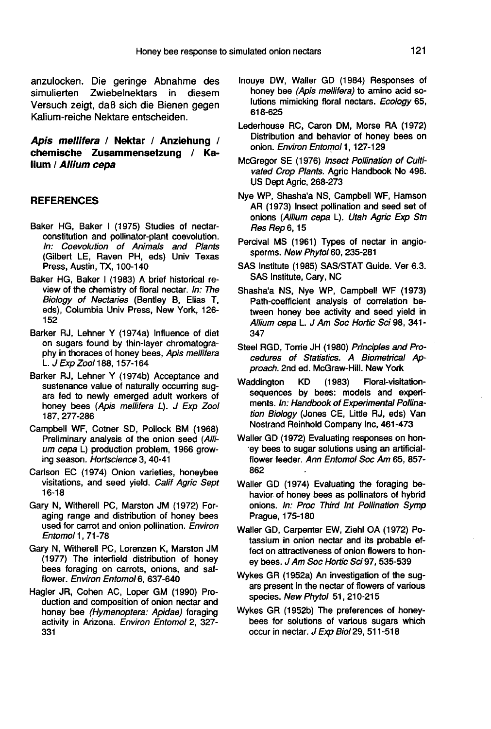anzulocken. Die geringe Abnahme des simulierten Zwiebelnektars in diesem Versuch zeigt, daß sich die Bienen gegen Kalium-reiche Nektare entscheiden.

***Apis mellifera* / Nektar / Anziehung / chemische Zusammensetzung / Kalium / *Allium cepa***

## REFERENCES

Baker HG, Baker I (1975) Studies of nectar-constitution and pollinator-plant coevolution. *In: Coevolution of Animals and Plants* (Gilbert LE, Raven PH, eds) Univ Texas Press, Austin, TX, 100-140

Baker HG, Baker I (1983) A brief historical review of the chemistry of floral nectar. *In: The Biology of Nectaries* (Bentley B, Elias T, eds), Columbia Univ Press, New York, 126-152

Barker RJ, Lehner Y (1974a) Influence of diet on sugars found by thin-layer chromatography in thoraces of honey bees, *Apis mellifera* L. *J Exp Zool* 188, 157-164

Barker RJ, Lehner Y (1974b) Acceptance and sustenance value of naturally occurring sugars fed to newly emerged adult workers of honey bees (*Apis mellifera L*). *J Exp Zool* 187, 277-286

Campbell WF, Cotner SD, Pollock BM (1968) Preliminary analysis of the onion seed (*Allium cepa* L) production problem, 1966 growing season. *Hortscience* 3, 40-41

Carlson EC (1974) Onion varieties, honeybee visitations, and seed yield. *Calif Agric Sept* 16-18

Gary N, Witherell PC, Marston JM (1972) Foraging range and distribution of honey bees used for carrot and onion pollination. *Environ Entomol* 1, 71-78

Gary N, Witherell PC, Lorenzen K, Marston JM (1977) The interfield distribution of honey bees foraging on carrots, onions, and safflower. *Environ Entomol* 6, 637-640

Hagler JR, Cohen AC, Loper GM (1990) Production and composition of onion nectar and honey bee *(Hymenoptera: Apidae)* foraging activity in Arizona. *Environ Entomol* 2, 327-331

Inouye DW, Waller GD (1984) Responses of honey bee *(Apis mellifera)* to amino acid solutions mimicking floral nectars. *Ecology* 65, 618-625

Lederhouse RC, Caron DM, Morse RA (1972) Distribution and behavior of honey bees on onion. *Environ Entomol* 1, 127-129

McGregor SE (1976) *Insect Pollination of Cultivated Crop Plants.* Agric Handbook No 496. US Dept Agric, 268-273

Nye WP, Shasha'a NS, Campbell WF, Hamson AR (1973) Insect pollination and seed set of onions (*Allium cepa* L). *Utah Agric Exp Stn Res Rep* 6, 15

Percival MS (1961) Types of nectar in angiosperms. *New Phytol* 60, 235-281

SAS Institute (1985) SAS/STAT Guide. Ver 6.3. SAS Institute, Cary, NC

Shasha'a NS, Nye WP, Campbell WF (1973) Path-coefficient analysis of correlation between honey bee activity and seed yield in *Allium cepa* L. *J Am Soc Hortic Sci* 98, 341-347

Steel RGD, Torrie JH (1980) *Principles and Procedures of Statistics. A Biometrical Approach.* 2nd ed. McGraw-Hill. New York

Waddington KD (1983) Floral-visitation-sequences by bees: models and experiments. *In: Handbook of Experimental Pollination Biology* (Jones CE, Little RJ, eds) Van Nostrand Reinhold Company Inc, 461-473

Waller GD (1972) Evaluating responses on honey bees to sugar solutions using an artificial-flower feeder. *Ann Entomol Soc Am* 65, 857-862

Waller GD (1974) Evaluating the foraging behavior of honey bees as pollinators of hybrid onions. *In: Proc Third Int Pollination Symp* Prague, 175-180

Waller GD, Carpenter EW, Ziehl OA (1972) Potassium in onion nectar and its probable effect on attractiveness of onion flowers to honey bees. *J Am Soc Hortic Sci* 97, 535-539

Wykes GR (1952a) An investigation of the sugars present in the nectar of flowers of various species. *New Phytol* 51, 210-215

Wykes GR (1952b) The preferences of honeybees for solutions of various sugars which occur in nectar. *J Exp Biol* 29, 511-518